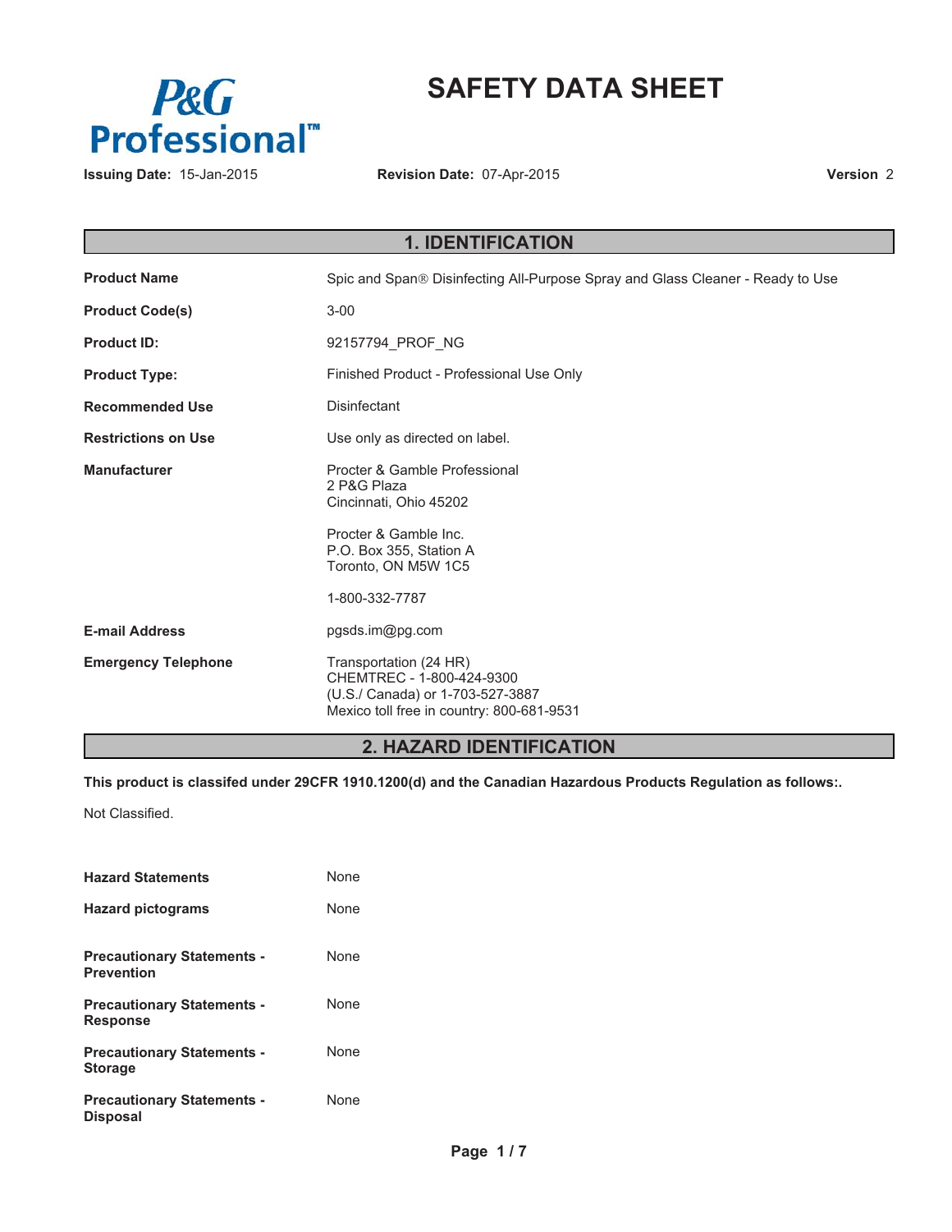P&G Professional™

# SAFETY DATA SHEET

**Issuing Date:** 15-Jan-2015 **Revision Date:** 07-Apr-2015 **Version** 2

## 1. IDENTIFICATION

| | |
|---|---|
| **Product Name** | Spic and Span® Disinfecting All-Purpose Spray and Glass Cleaner - Ready to Use |
| **Product Code(s)** | 3-00 |
| **Product ID:** | 92157794_PROF_NG |
| **Product Type:** | Finished Product - Professional Use Only |
| **Recommended Use** | Disinfectant |
| **Restrictions on Use** | Use only as directed on label. |
| **Manufacturer** | Procter & Gamble Professional<br>2 P&G Plaza<br>Cincinnati, Ohio 45202<br><br>Procter & Gamble Inc.<br>P.O. Box 355, Station A<br>Toronto, ON M5W 1C5<br><br>1-800-332-7787 |
| **E-mail Address** | pgsds.im@pg.com |
| **Emergency Telephone** | Transportation (24 HR)<br>CHEMTREC - 1-800-424-9300<br>(U.S./ Canada) or 1-703-527-3887<br>Mexico toll free in country: 800-681-9531 |

## 2. HAZARD IDENTIFICATION

**This product is classifed under 29CFR 1910.1200(d) and the Canadian Hazardous Products Regulation as follows:.**

Not Classified.

| | |
|---|---|
| **Hazard Statements** | None |
| **Hazard pictograms** | None |
| **Precautionary Statements - Prevention** | None |
| **Precautionary Statements - Response** | None |
| **Precautionary Statements - Storage** | None |
| **Precautionary Statements - Disposal** | None |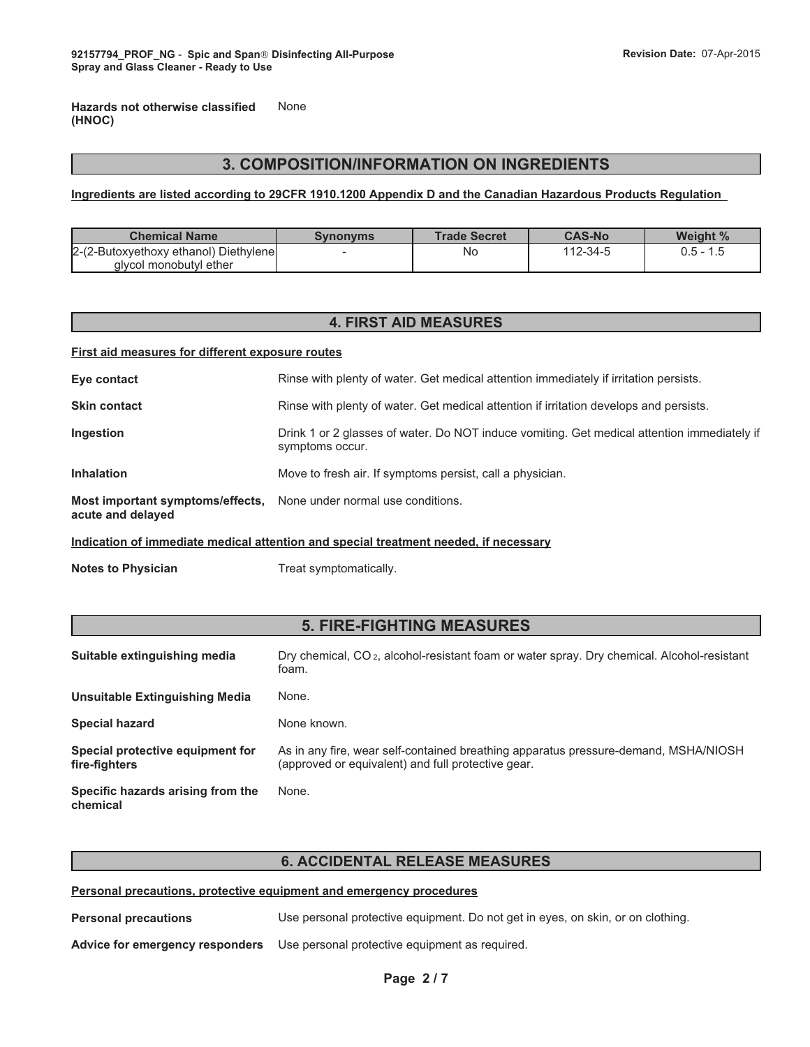**Hazards not otherwise classified (HNOC)** None

## 3. COMPOSITION/INFORMATION ON INGREDIENTS

**Ingredients are listed according to 29CFR 1910.1200 Appendix D and the Canadian Hazardous Products Regulation**

| Chemical Name | Synonyms | Trade Secret | CAS-No | Weight % |
|---|---|---|---|---|
| 2-(2-Butoxyethoxy ethanol) Diethylene glycol monobutyl ether | - | No | 112-34-5 | 0.5 - 1.5 |

## 4. FIRST AID MEASURES

**First aid measures for different exposure routes**

**Eye contact** Rinse with plenty of water. Get medical attention immediately if irritation persists.

**Skin contact** Rinse with plenty of water. Get medical attention if irritation develops and persists.

**Ingestion** Drink 1 or 2 glasses of water. Do NOT induce vomiting. Get medical attention immediately if symptoms occur.

**Inhalation** Move to fresh air. If symptoms persist, call a physician.

**Most important symptoms/effects, acute and delayed** None under normal use conditions.

**Indication of immediate medical attention and special treatment needed, if necessary**

**Notes to Physician** Treat symptomatically.

## 5. FIRE-FIGHTING MEASURES

**Suitable extinguishing media** Dry chemical, $CO_2$, alcohol-resistant foam or water spray. Dry chemical. Alcohol-resistant foam.

**Unsuitable Extinguishing Media** None.

**Special hazard** None known.

**Special protective equipment for fire-fighters** As in any fire, wear self-contained breathing apparatus pressure-demand, MSHA/NIOSH (approved or equivalent) and full protective gear.

**Specific hazards arising from the chemical** None.

## 6. ACCIDENTAL RELEASE MEASURES

**Personal precautions, protective equipment and emergency procedures**

**Personal precautions** Use personal protective equipment. Do not get in eyes, on skin, or on clothing.

**Advice for emergency responders** Use personal protective equipment as required.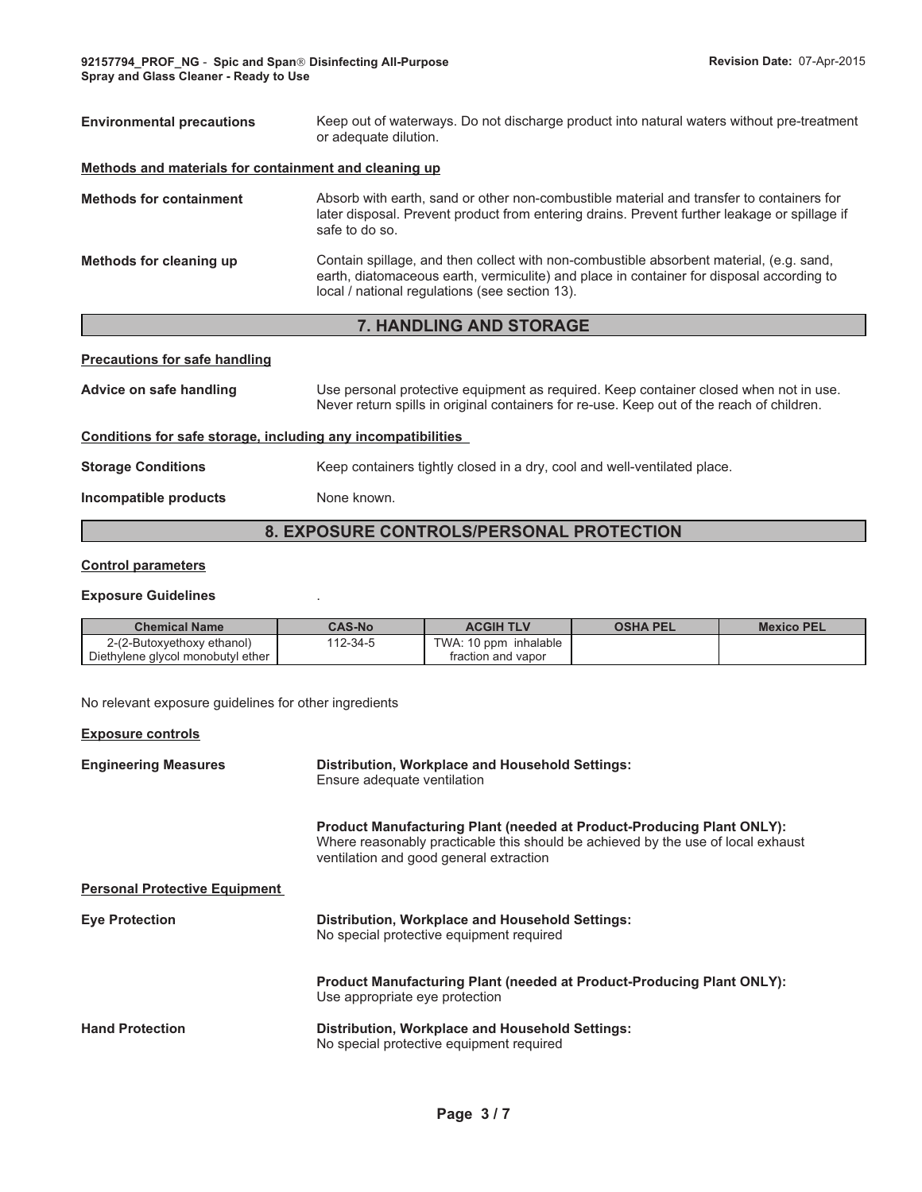**Environmental precautions** Keep out of waterways. Do not discharge product into natural waters without pre-treatment or adequate dilution.

**Methods and materials for containment and cleaning up**

**Methods for containment** Absorb with earth, sand or other non-combustible material and transfer to containers for later disposal. Prevent product from entering drains. Prevent further leakage or spillage if safe to do so.

**Methods for cleaning up** Contain spillage, and then collect with non-combustible absorbent material, (e.g. sand, earth, diatomaceous earth, vermiculite) and place in container for disposal according to local / national regulations (see section 13).

## 7. HANDLING AND STORAGE

**Precautions for safe handling**

**Advice on safe handling** Use personal protective equipment as required. Keep container closed when not in use. Never return spills in original containers for re-use. Keep out of the reach of children.

**Conditions for safe storage, including any incompatibilities**

**Storage Conditions** Keep containers tightly closed in a dry, cool and well-ventilated place.

**Incompatible products** None known.

## 8. EXPOSURE CONTROLS/PERSONAL PROTECTION

**Control parameters**

**Exposure Guidelines** .

| Chemical Name | CAS-No | ACGIH TLV | OSHA PEL | Mexico PEL |
|---|---|---|---|---|
| 2-(2-Butoxyethoxy ethanol) Diethylene glycol monobutyl ether | 112-34-5 | TWA: 10 ppm inhalable fraction and vapor | | |

No relevant exposure guidelines for other ingredients

**Exposure controls**

**Engineering Measures**

**Distribution, Workplace and Household Settings:**
Ensure adequate ventilation

**Product Manufacturing Plant (needed at Product-Producing Plant ONLY):**
Where reasonably practicable this should be achieved by the use of local exhaust ventilation and good general extraction

**Personal Protective Equipment**

**Eye Protection**

**Distribution, Workplace and Household Settings:**
No special protective equipment required

**Product Manufacturing Plant (needed at Product-Producing Plant ONLY):**
Use appropriate eye protection

**Hand Protection**

**Distribution, Workplace and Household Settings:**
No special protective equipment required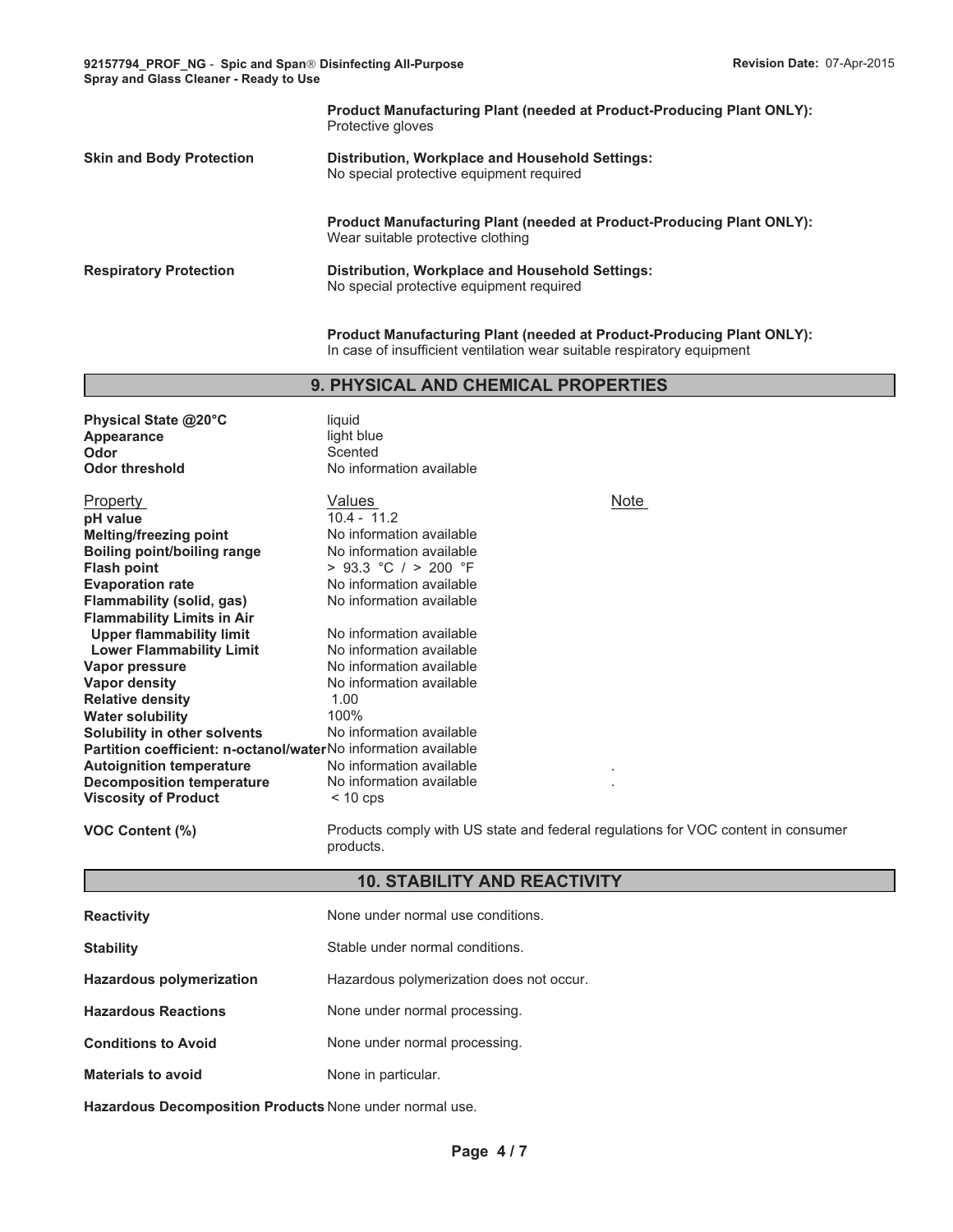| | |
|---|---|
| | **Product Manufacturing Plant (needed at Product-Producing Plant ONLY):** Protective gloves |
| **Skin and Body Protection** | **Distribution, Workplace and Household Settings:** No special protective equipment required |
| | **Product Manufacturing Plant (needed at Product-Producing Plant ONLY):** Wear suitable protective clothing |
| **Respiratory Protection** | **Distribution, Workplace and Household Settings:** No special protective equipment required |
| | **Product Manufacturing Plant (needed at Product-Producing Plant ONLY):** In case of insufficient ventilation wear suitable respiratory equipment |

## 9. PHYSICAL AND CHEMICAL PROPERTIES

**Physical State @20°C** liquid
**Appearance** light blue
**Odor** Scented
**Odor threshold** No information available

| Property | Values | Note |
|---|---|---|
| **pH value** | 10.4 - 11.2 | |
| **Melting/freezing point** | No information available | |
| **Boiling point/boiling range** | No information available | |
| **Flash point** | > 93.3 °C / > 200 °F | |
| **Evaporation rate** | No information available | |
| **Flammability (solid, gas)** | No information available | |
| **Flammability Limits in Air** | | |
| **Upper flammability limit** | No information available | |
| **Lower Flammability Limit** | No information available | |
| **Vapor pressure** | No information available | |
| **Vapor density** | No information available | |
| **Relative density** | 1.00 | |
| **Water solubility** | 100% | |
| **Solubility in other solvents** | No information available | |
| **Partition coefficient: n-octanol/water** | No information available | |
| **Autoignition temperature** | No information available | . |
| **Decomposition temperature** | No information available | . |
| **Viscosity of Product** | < 10 cps | |

**VOC Content (%)** Products comply with US state and federal regulations for VOC content in consumer products.

## 10. STABILITY AND REACTIVITY

**Reactivity** None under normal use conditions.

**Stability** Stable under normal conditions.

**Hazardous polymerization** Hazardous polymerization does not occur.

**Hazardous Reactions** None under normal processing.

**Conditions to Avoid** None under normal processing.

**Materials to avoid** None in particular.

**Hazardous Decomposition Products** None under normal use.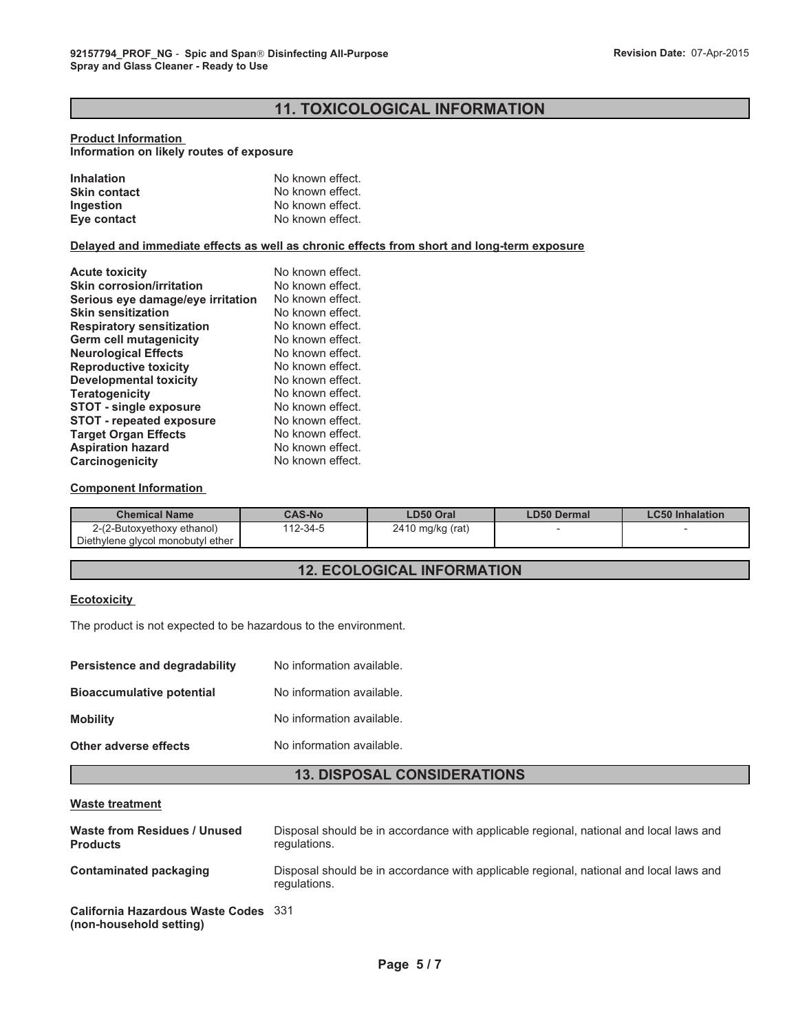## 11. TOXICOLOGICAL INFORMATION

**Product Information**
**Information on likely routes of exposure**

| | |
|---|---|
| **Inhalation** | No known effect. |
| **Skin contact** | No known effect. |
| **Ingestion** | No known effect. |
| **Eye contact** | No known effect. |

**Delayed and immediate effects as well as chronic effects from short and long-term exposure**

| | |
|---|---|
| **Acute toxicity** | No known effect. |
| **Skin corrosion/irritation** | No known effect. |
| **Serious eye damage/eye irritation** | No known effect. |
| **Skin sensitization** | No known effect. |
| **Respiratory sensitization** | No known effect. |
| **Germ cell mutagenicity** | No known effect. |
| **Neurological Effects** | No known effect. |
| **Reproductive toxicity** | No known effect. |
| **Developmental toxicity** | No known effect. |
| **Teratogenicity** | No known effect. |
| **STOT - single exposure** | No known effect. |
| **STOT - repeated exposure** | No known effect. |
| **Target Organ Effects** | No known effect. |
| **Aspiration hazard** | No known effect. |
| **Carcinogenicity** | No known effect. |

**Component Information**

| Chemical Name | CAS-No | LD50 Oral | LD50 Dermal | LC50 Inhalation |
|---|---|---|---|---|
| 2-(2-Butoxyethoxy ethanol) Diethylene glycol monobutyl ether | 112-34-5 | 2410 mg/kg (rat) | - | - |

## 12. ECOLOGICAL INFORMATION

**Ecotoxicity**

The product is not expected to be hazardous to the environment.

| | |
|---|---|
| **Persistence and degradability** | No information available. |
| **Bioaccumulative potential** | No information available. |
| **Mobility** | No information available. |
| **Other adverse effects** | No information available. |

## 13. DISPOSAL CONSIDERATIONS

**Waste treatment**

| | |
|---|---|
| **Waste from Residues / Unused Products** | Disposal should be in accordance with applicable regional, national and local laws and regulations. |
| **Contaminated packaging** | Disposal should be in accordance with applicable regional, national and local laws and regulations. |
| **California Hazardous Waste Codes (non-household setting)** | 331 |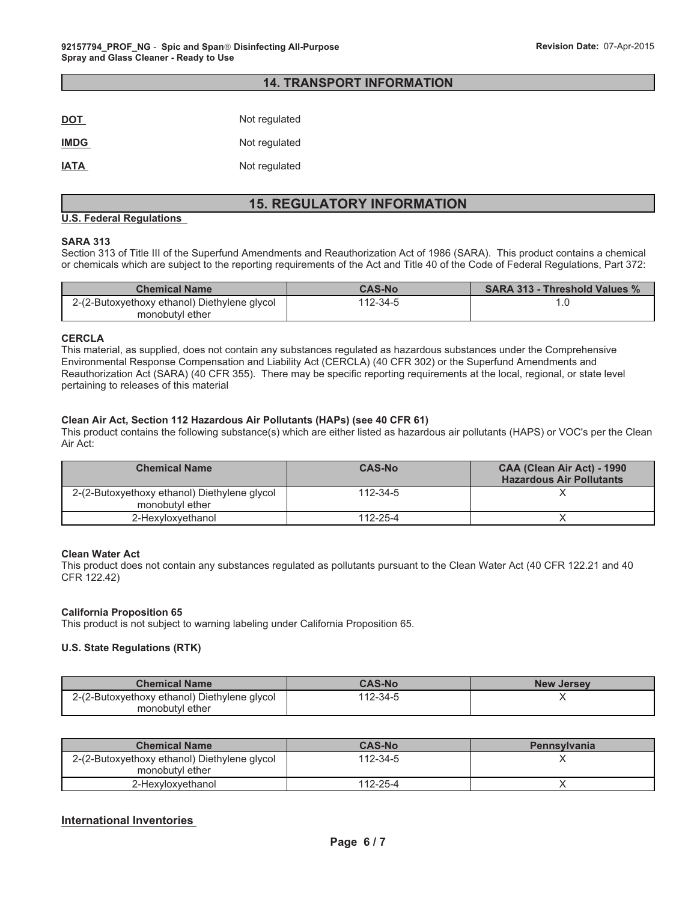## 14. TRANSPORT INFORMATION

**DOT** Not regulated

**IMDG** Not regulated

**IATA** Not regulated

## 15. REGULATORY INFORMATION

**U.S. Federal Regulations**

**SARA 313**

Section 313 of Title III of the Superfund Amendments and Reauthorization Act of 1986 (SARA). This product contains a chemical or chemicals which are subject to the reporting requirements of the Act and Title 40 of the Code of Federal Regulations, Part 372:

| Chemical Name | CAS-No | SARA 313 - Threshold Values % |
|---|---|---|
| 2-(2-Butoxyethoxy ethanol) Diethylene glycol monobutyl ether | 112-34-5 | 1.0 |

**CERCLA**

This material, as supplied, does not contain any substances regulated as hazardous substances under the Comprehensive Environmental Response Compensation and Liability Act (CERCLA) (40 CFR 302) or the Superfund Amendments and Reauthorization Act (SARA) (40 CFR 355). There may be specific reporting requirements at the local, regional, or state level pertaining to releases of this material

**Clean Air Act, Section 112 Hazardous Air Pollutants (HAPs) (see 40 CFR 61)**

This product contains the following substance(s) which are either listed as hazardous air pollutants (HAPS) or VOC's per the Clean Air Act:

| Chemical Name | CAS-No | CAA (Clean Air Act) - 1990 Hazardous Air Pollutants |
|---|---|---|
| 2-(2-Butoxyethoxy ethanol) Diethylene glycol monobutyl ether | 112-34-5 | X |
| 2-Hexyloxyethanol | 112-25-4 | X |

**Clean Water Act**

This product does not contain any substances regulated as pollutants pursuant to the Clean Water Act (40 CFR 122.21 and 40 CFR 122.42)

**California Proposition 65**

This product is not subject to warning labeling under California Proposition 65.

**U.S. State Regulations (RTK)**

| Chemical Name | CAS-No | New Jersey |
|---|---|---|
| 2-(2-Butoxyethoxy ethanol) Diethylene glycol monobutyl ether | 112-34-5 | X |

| Chemical Name | CAS-No | Pennsylvania |
|---|---|---|
| 2-(2-Butoxyethoxy ethanol) Diethylene glycol monobutyl ether | 112-34-5 | X |
| 2-Hexyloxyethanol | 112-25-4 | X |

**International Inventories**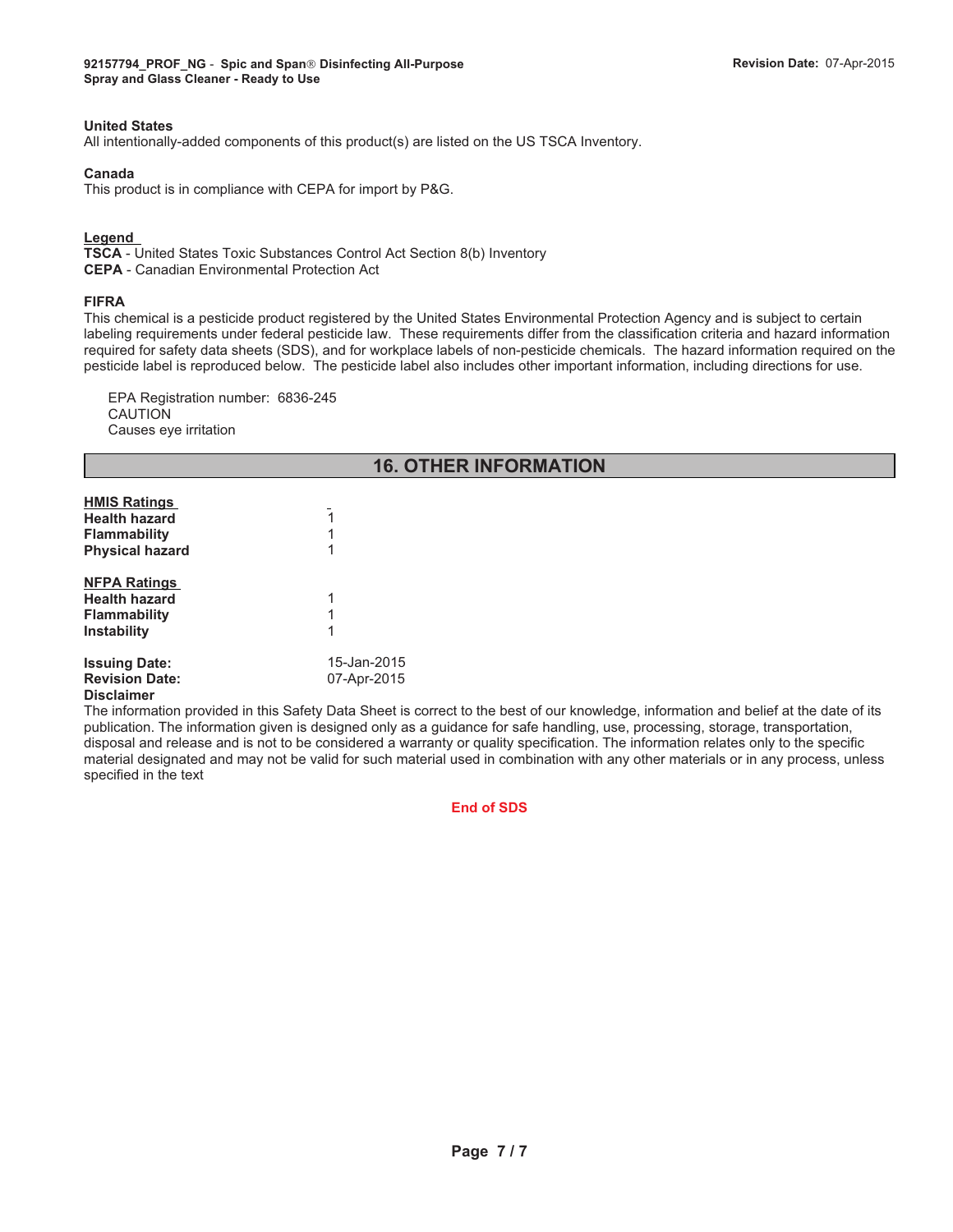**United States**
All intentionally-added components of this product(s) are listed on the US TSCA Inventory.

**Canada**
This product is in compliance with CEPA for import by P&G.

**Legend**
**TSCA** - United States Toxic Substances Control Act Section 8(b) Inventory
**CEPA** - Canadian Environmental Protection Act

**FIFRA**
This chemical is a pesticide product registered by the United States Environmental Protection Agency and is subject to certain labeling requirements under federal pesticide law. These requirements differ from the classification criteria and hazard information required for safety data sheets (SDS), and for workplace labels of non-pesticide chemicals. The hazard information required on the pesticide label is reproduced below. The pesticide label also includes other important information, including directions for use.

EPA Registration number: 6836-245
CAUTION
Causes eye irritation

## 16. OTHER INFORMATION

| HMIS Ratings | |
|---|---|
| Health hazard | 1 |
| Flammability | 1 |
| Physical hazard | 1 |

| NFPA Ratings | |
|---|---|
| Health hazard | 1 |
| Flammability | 1 |
| Instability | 1 |

**Issuing Date:** 15-Jan-2015
**Revision Date:** 07-Apr-2015

**Disclaimer**
The information provided in this Safety Data Sheet is correct to the best of our knowledge, information and belief at the date of its publication. The information given is designed only as a guidance for safe handling, use, processing, storage, transportation, disposal and release and is not to be considered a warranty or quality specification. The information relates only to the specific material designated and may not be valid for such material used in combination with any other materials or in any process, unless specified in the text

**End of SDS**